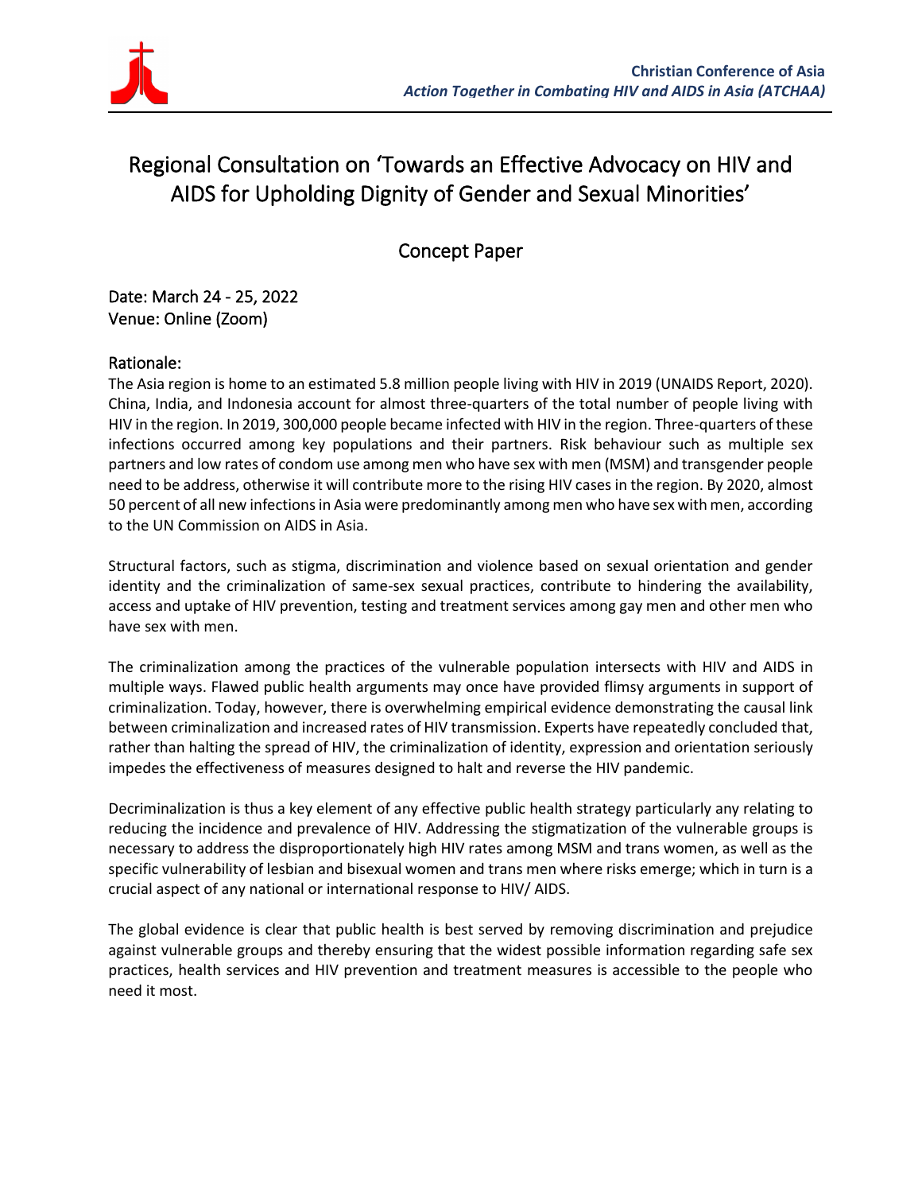**Christian Conference of Asia**
***Action Together in Combating HIV and AIDS in Asia (ATCHAA)***

# Regional Consultation on 'Towards an Effective Advocacy on HIV and AIDS for Upholding Dignity of Gender and Sexual Minorities'

## Concept Paper

Date: March 24 - 25, 2022
Venue: Online (Zoom)

### Rationale:

The Asia region is home to an estimated 5.8 million people living with HIV in 2019 (UNAIDS Report, 2020). China, India, and Indonesia account for almost three-quarters of the total number of people living with HIV in the region. In 2019, 300,000 people became infected with HIV in the region. Three-quarters of these infections occurred among key populations and their partners. Risk behaviour such as multiple sex partners and low rates of condom use among men who have sex with men (MSM) and transgender people need to be address, otherwise it will contribute more to the rising HIV cases in the region. By 2020, almost 50 percent of all new infections in Asia were predominantly among men who have sex with men, according to the UN Commission on AIDS in Asia.

Structural factors, such as stigma, discrimination and violence based on sexual orientation and gender identity and the criminalization of same-sex sexual practices, contribute to hindering the availability, access and uptake of HIV prevention, testing and treatment services among gay men and other men who have sex with men.

The criminalization among the practices of the vulnerable population intersects with HIV and AIDS in multiple ways. Flawed public health arguments may once have provided flimsy arguments in support of criminalization. Today, however, there is overwhelming empirical evidence demonstrating the causal link between criminalization and increased rates of HIV transmission. Experts have repeatedly concluded that, rather than halting the spread of HIV, the criminalization of identity, expression and orientation seriously impedes the effectiveness of measures designed to halt and reverse the HIV pandemic.

Decriminalization is thus a key element of any effective public health strategy particularly any relating to reducing the incidence and prevalence of HIV. Addressing the stigmatization of the vulnerable groups is necessary to address the disproportionately high HIV rates among MSM and trans women, as well as the specific vulnerability of lesbian and bisexual women and trans men where risks emerge; which in turn is a crucial aspect of any national or international response to HIV/ AIDS.

The global evidence is clear that public health is best served by removing discrimination and prejudice against vulnerable groups and thereby ensuring that the widest possible information regarding safe sex practices, health services and HIV prevention and treatment measures is accessible to the people who need it most.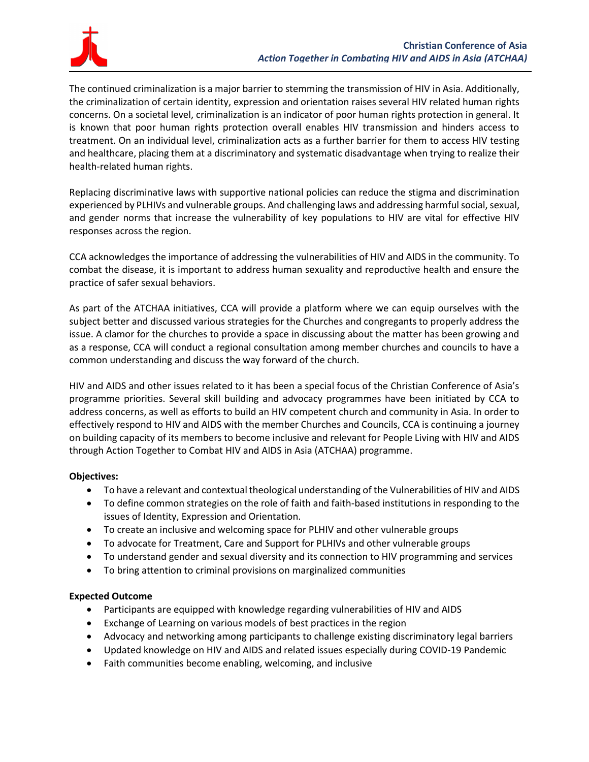The continued criminalization is a major barrier to stemming the transmission of HIV in Asia. Additionally, the criminalization of certain identity, expression and orientation raises several HIV related human rights concerns. On a societal level, criminalization is an indicator of poor human rights protection in general. It is known that poor human rights protection overall enables HIV transmission and hinders access to treatment. On an individual level, criminalization acts as a further barrier for them to access HIV testing and healthcare, placing them at a discriminatory and systematic disadvantage when trying to realize their health-related human rights.

Replacing discriminative laws with supportive national policies can reduce the stigma and discrimination experienced by PLHIVs and vulnerable groups. And challenging laws and addressing harmful social, sexual, and gender norms that increase the vulnerability of key populations to HIV are vital for effective HIV responses across the region.

CCA acknowledges the importance of addressing the vulnerabilities of HIV and AIDS in the community. To combat the disease, it is important to address human sexuality and reproductive health and ensure the practice of safer sexual behaviors.

As part of the ATCHAA initiatives, CCA will provide a platform where we can equip ourselves with the subject better and discussed various strategies for the Churches and congregants to properly address the issue. A clamor for the churches to provide a space in discussing about the matter has been growing and as a response, CCA will conduct a regional consultation among member churches and councils to have a common understanding and discuss the way forward of the church.

HIV and AIDS and other issues related to it has been a special focus of the Christian Conference of Asia's programme priorities. Several skill building and advocacy programmes have been initiated by CCA to address concerns, as well as efforts to build an HIV competent church and community in Asia. In order to effectively respond to HIV and AIDS with the member Churches and Councils, CCA is continuing a journey on building capacity of its members to become inclusive and relevant for People Living with HIV and AIDS through Action Together to Combat HIV and AIDS in Asia (ATCHAA) programme.

**Objectives:**

- To have a relevant and contextual theological understanding of the Vulnerabilities of HIV and AIDS
- To define common strategies on the role of faith and faith-based institutions in responding to the issues of Identity, Expression and Orientation.
- To create an inclusive and welcoming space for PLHIV and other vulnerable groups
- To advocate for Treatment, Care and Support for PLHIVs and other vulnerable groups
- To understand gender and sexual diversity and its connection to HIV programming and services
- To bring attention to criminal provisions on marginalized communities

**Expected Outcome**

- Participants are equipped with knowledge regarding vulnerabilities of HIV and AIDS
- Exchange of Learning on various models of best practices in the region
- Advocacy and networking among participants to challenge existing discriminatory legal barriers
- Updated knowledge on HIV and AIDS and related issues especially during COVID-19 Pandemic
- Faith communities become enabling, welcoming, and inclusive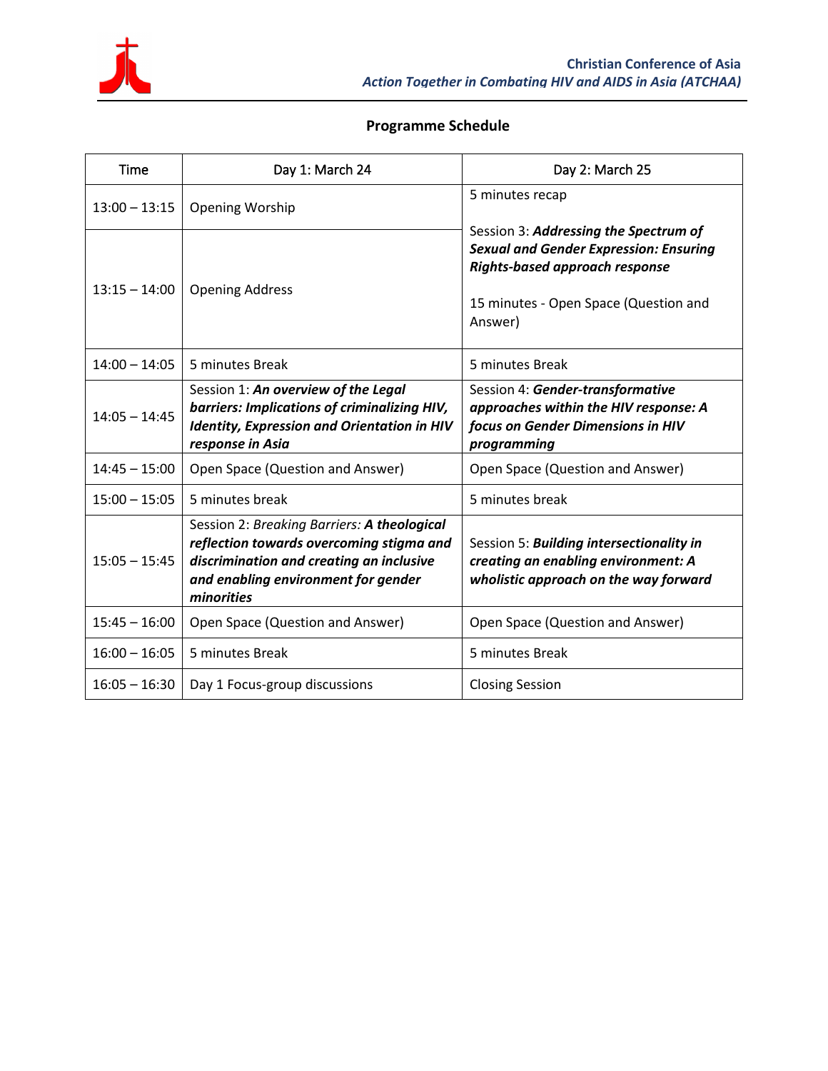## Programme Schedule

| Time | Day 1: March 24 | Day 2: March 25 |
|---|---|---|
| 13:00 – 13:15 | Opening Worship | 5 minutes recap<br><br>Session 3: ***Addressing the Spectrum of Sexual and Gender Expression: Ensuring Rights-based approach response***<br><br>15 minutes - Open Space (Question and Answer) |
| 13:15 – 14:00 | Opening Address | |
| 14:00 – 14:05 | 5 minutes Break | 5 minutes Break |
| 14:05 – 14:45 | Session 1: ***An overview of the Legal barriers: Implications of criminalizing HIV, Identity, Expression and Orientation in HIV response in Asia*** | Session 4: ***Gender-transformative approaches within the HIV response: A focus on Gender Dimensions in HIV programming*** |
| 14:45 – 15:00 | Open Space (Question and Answer) | Open Space (Question and Answer) |
| 15:00 – 15:05 | 5 minutes break | 5 minutes break |
| 15:05 – 15:45 | Session 2: *Breaking Barriers:* ***A theological reflection towards overcoming stigma and discrimination and creating an inclusive and enabling environment for gender minorities*** | Session 5: ***Building intersectionality in creating an enabling environment: A wholistic approach on the way forward*** |
| 15:45 – 16:00 | Open Space (Question and Answer) | Open Space (Question and Answer) |
| 16:00 – 16:05 | 5 minutes Break | 5 minutes Break |
| 16:05 – 16:30 | Day 1 Focus-group discussions | Closing Session |